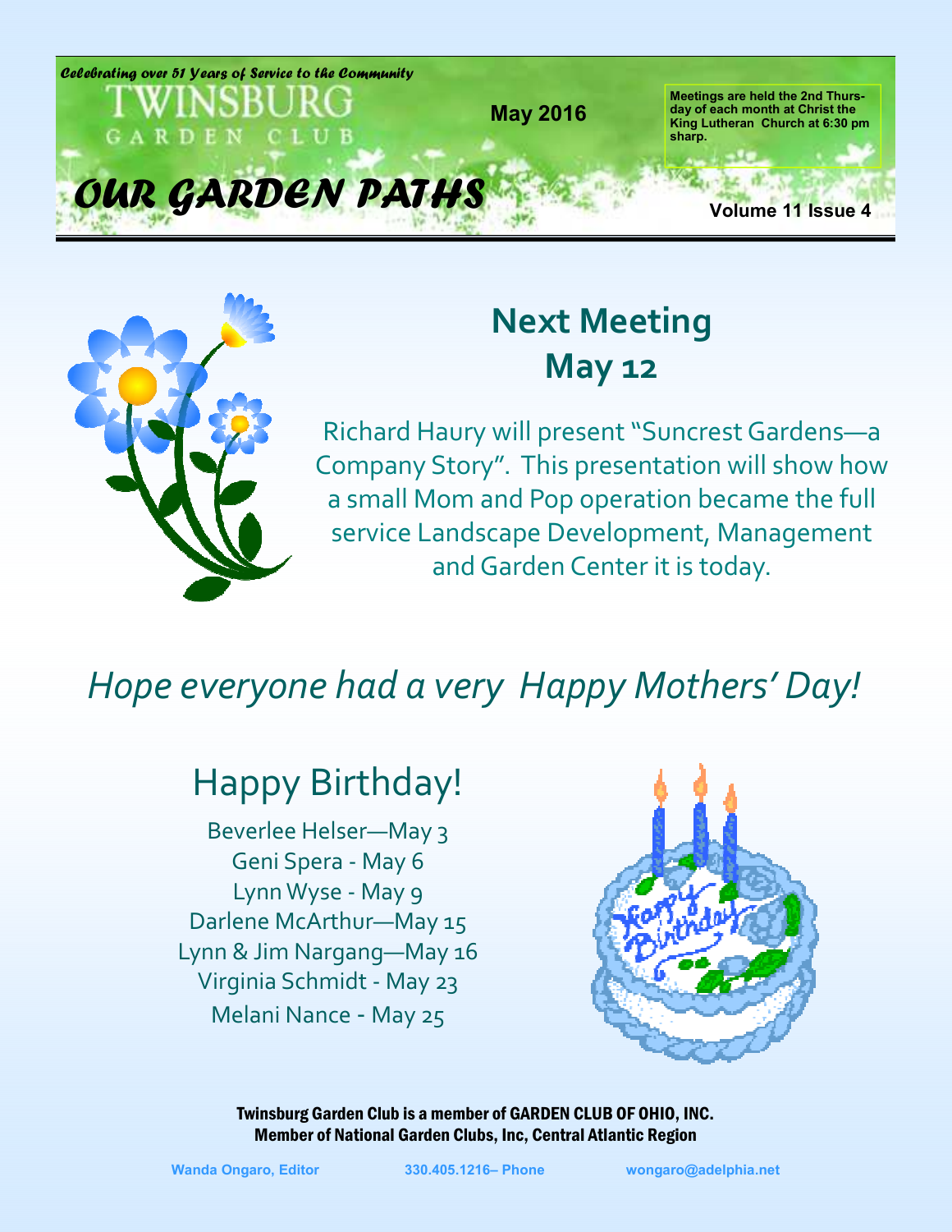*Celebrating over 51 Years of Service to the Community*

# TWINSBURG GARDEN CLUB

May 2016

Meetings are held the 2nd Thursday of each month at Christ the King Lutheran Church at 6:30 pm sharp.

# *OUR GARDEN PATHS*

Volume 11 Issue 4

## Next Meeting May 12

Richard Haury will present "Suncrest Gardens—a Company Story". This presentation will show how a small Mom and Pop operation became the full service Landscape Development, Management and Garden Center it is today.

*Hope everyone had a very Happy Mothers' Day!*

## Happy Birthday!

Beverlee Helser—May 3
Geni Spera - May 6
Lynn Wyse - May 9
Darlene McArthur—May 15
Lynn & Jim Nargang—May 16
Virginia Schmidt - May 23
Melani Nance - May 25

**Twinsburg Garden Club is a member of GARDEN CLUB OF OHIO, INC.**
**Member of National Garden Clubs, Inc, Central Atlantic Region**

Wanda Ongaro, Editor 330.405.1216– Phone wongaro@adelphia.net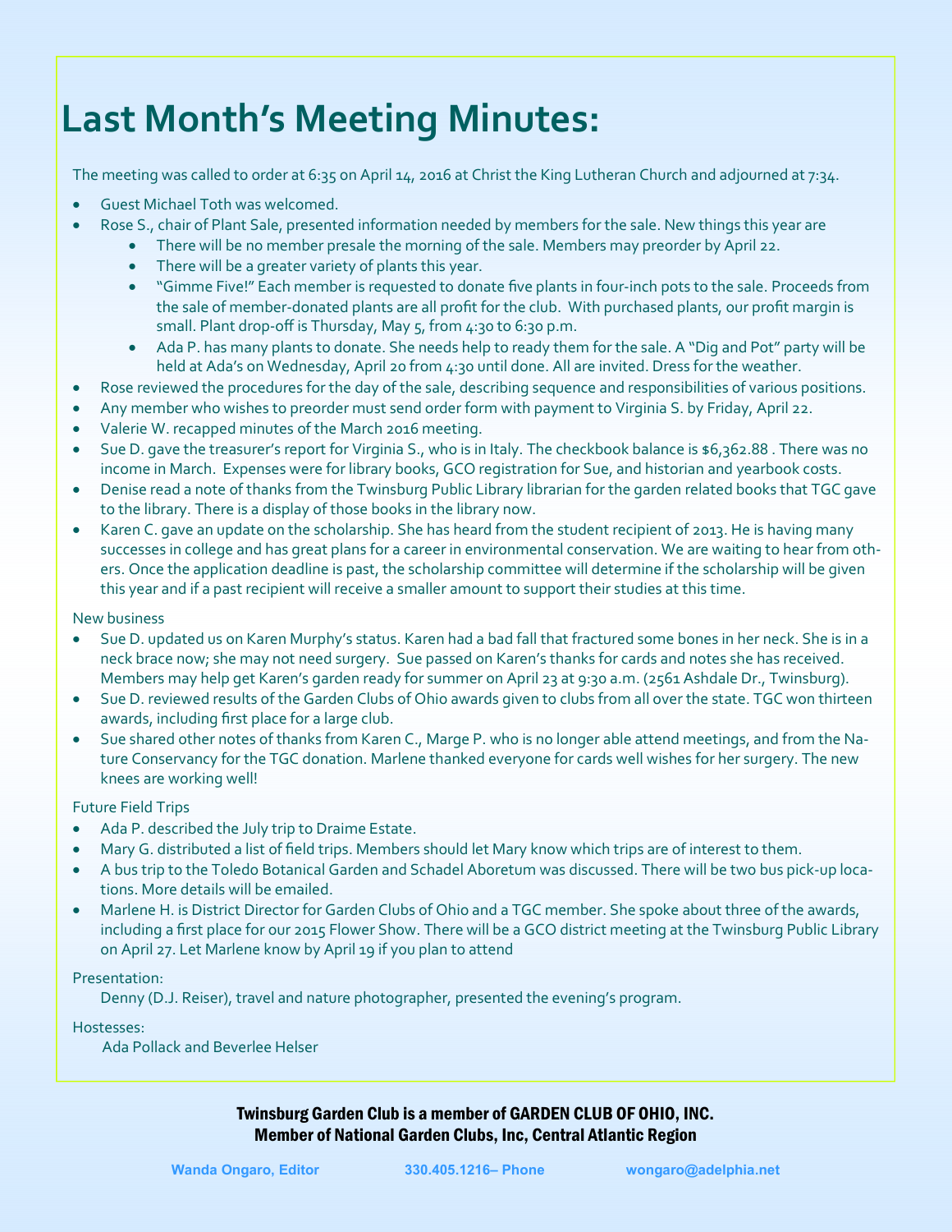# Last Month's Meeting Minutes:

The meeting was called to order at 6:35 on April 14, 2016 at Christ the King Lutheran Church and adjourned at 7:34.

- Guest Michael Toth was welcomed.
- Rose S., chair of Plant Sale, presented information needed by members for the sale. New things this year are
  - There will be no member presale the morning of the sale. Members may preorder by April 22.
  - There will be a greater variety of plants this year.
  - "Gimme Five!" Each member is requested to donate five plants in four-inch pots to the sale. Proceeds from the sale of member-donated plants are all profit for the club. With purchased plants, our profit margin is small. Plant drop-off is Thursday, May 5, from 4:30 to 6:30 p.m.
  - Ada P. has many plants to donate. She needs help to ready them for the sale. A "Dig and Pot" party will be held at Ada's on Wednesday, April 20 from 4:30 until done. All are invited. Dress for the weather.
- Rose reviewed the procedures for the day of the sale, describing sequence and responsibilities of various positions.
- Any member who wishes to preorder must send order form with payment to Virginia S. by Friday, April 22.
- Valerie W. recapped minutes of the March 2016 meeting.
- Sue D. gave the treasurer's report for Virginia S., who is in Italy. The checkbook balance is $6,362.88 . There was no income in March. Expenses were for library books, GCO registration for Sue, and historian and yearbook costs.
- Denise read a note of thanks from the Twinsburg Public Library librarian for the garden related books that TGC gave to the library. There is a display of those books in the library now.
- Karen C. gave an update on the scholarship. She has heard from the student recipient of 2013. He is having many successes in college and has great plans for a career in environmental conservation. We are waiting to hear from others. Once the application deadline is past, the scholarship committee will determine if the scholarship will be given this year and if a past recipient will receive a smaller amount to support their studies at this time.

New business

- Sue D. updated us on Karen Murphy's status. Karen had a bad fall that fractured some bones in her neck. She is in a neck brace now; she may not need surgery. Sue passed on Karen's thanks for cards and notes she has received. Members may help get Karen's garden ready for summer on April 23 at 9:30 a.m. (2561 Ashdale Dr., Twinsburg).
- Sue D. reviewed results of the Garden Clubs of Ohio awards given to clubs from all over the state. TGC won thirteen awards, including first place for a large club.
- Sue shared other notes of thanks from Karen C., Marge P. who is no longer able attend meetings, and from the Nature Conservancy for the TGC donation. Marlene thanked everyone for cards well wishes for her surgery. The new knees are working well!

Future Field Trips

- Ada P. described the July trip to Draime Estate.
- Mary G. distributed a list of field trips. Members should let Mary know which trips are of interest to them.
- A bus trip to the Toledo Botanical Garden and Schadel Aboretum was discussed. There will be two bus pick-up locations. More details will be emailed.
- Marlene H. is District Director for Garden Clubs of Ohio and a TGC member. She spoke about three of the awards, including a first place for our 2015 Flower Show. There will be a GCO district meeting at the Twinsburg Public Library on April 27. Let Marlene know by April 19 if you plan to attend

Presentation:

Denny (D.J. Reiser), travel and nature photographer, presented the evening's program.

Hostesses:

Ada Pollack and Beverlee Helser

**Twinsburg Garden Club is a member of GARDEN CLUB OF OHIO, INC.**
**Member of National Garden Clubs, Inc, Central Atlantic Region**

Wanda Ongaro, Editor 330.405.1216– Phone wongaro@adelphia.net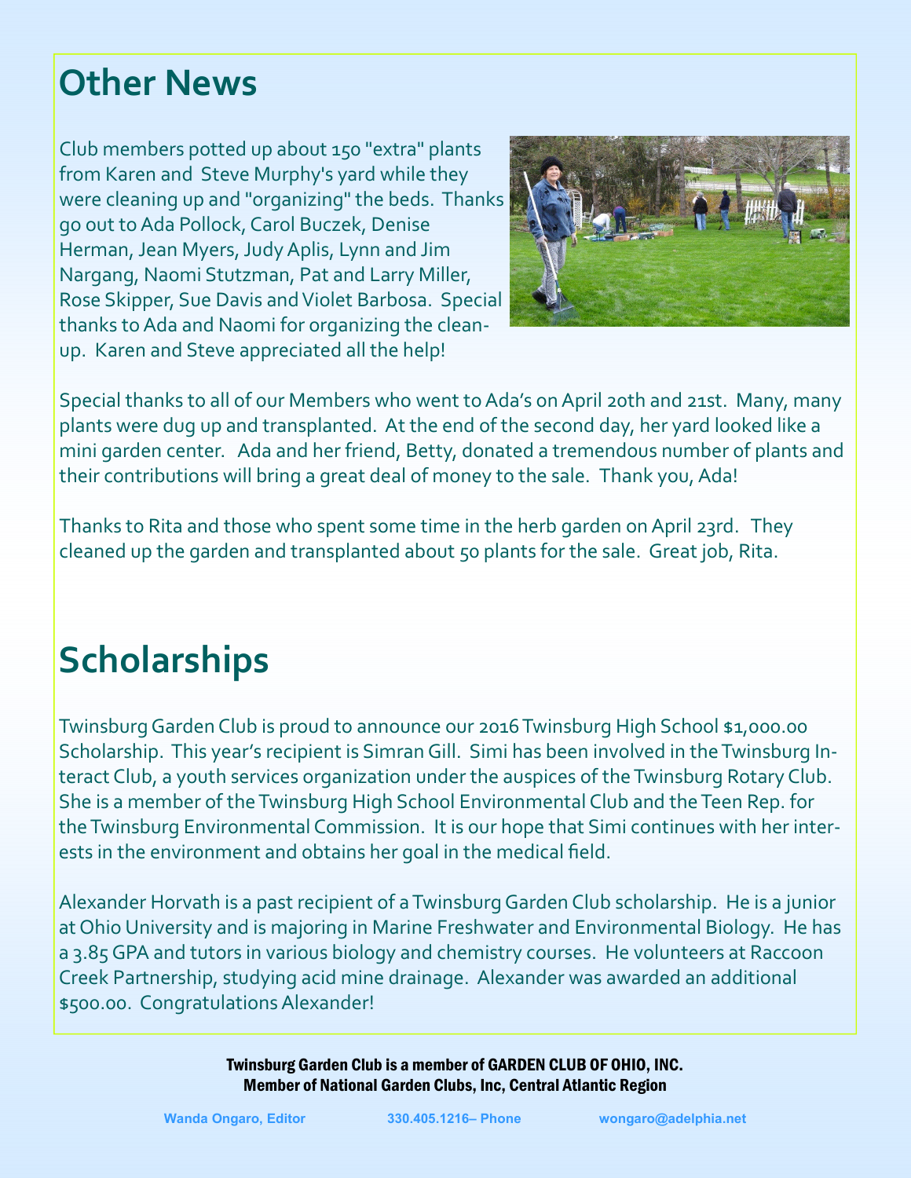## Other News

Club members potted up about 150 "extra" plants from Karen and Steve Murphy's yard while they were cleaning up and "organizing" the beds. Thanks go out to Ada Pollock, Carol Buczek, Denise Herman, Jean Myers, Judy Aplis, Lynn and Jim Nargang, Naomi Stutzman, Pat and Larry Miller, Rose Skipper, Sue Davis and Violet Barbosa. Special thanks to Ada and Naomi for organizing the clean-up. Karen and Steve appreciated all the help!

Special thanks to all of our Members who went to Ada's on April 20th and 21st. Many, many plants were dug up and transplanted. At the end of the second day, her yard looked like a mini garden center. Ada and her friend, Betty, donated a tremendous number of plants and their contributions will bring a great deal of money to the sale. Thank you, Ada!

Thanks to Rita and those who spent some time in the herb garden on April 23rd. They cleaned up the garden and transplanted about 50 plants for the sale. Great job, Rita.

## Scholarships

Twinsburg Garden Club is proud to announce our 2016 Twinsburg High School $1,000.00 Scholarship. This year's recipient is Simran Gill. Simi has been involved in the Twinsburg Interact Club, a youth services organization under the auspices of the Twinsburg Rotary Club. She is a member of the Twinsburg High School Environmental Club and the Teen Rep. for the Twinsburg Environmental Commission. It is our hope that Simi continues with her interests in the environment and obtains her goal in the medical field.

Alexander Horvath is a past recipient of a Twinsburg Garden Club scholarship. He is a junior at Ohio University and is majoring in Marine Freshwater and Environmental Biology. He has a 3.85 GPA and tutors in various biology and chemistry courses. He volunteers at Raccoon Creek Partnership, studying acid mine drainage. Alexander was awarded an additional $500.00. Congratulations Alexander!

**Twinsburg Garden Club is a member of GARDEN CLUB OF OHIO, INC.**
**Member of National Garden Clubs, Inc, Central Atlantic Region**

Wanda Ongaro, Editor 330.405.1216– Phone wongaro@adelphia.net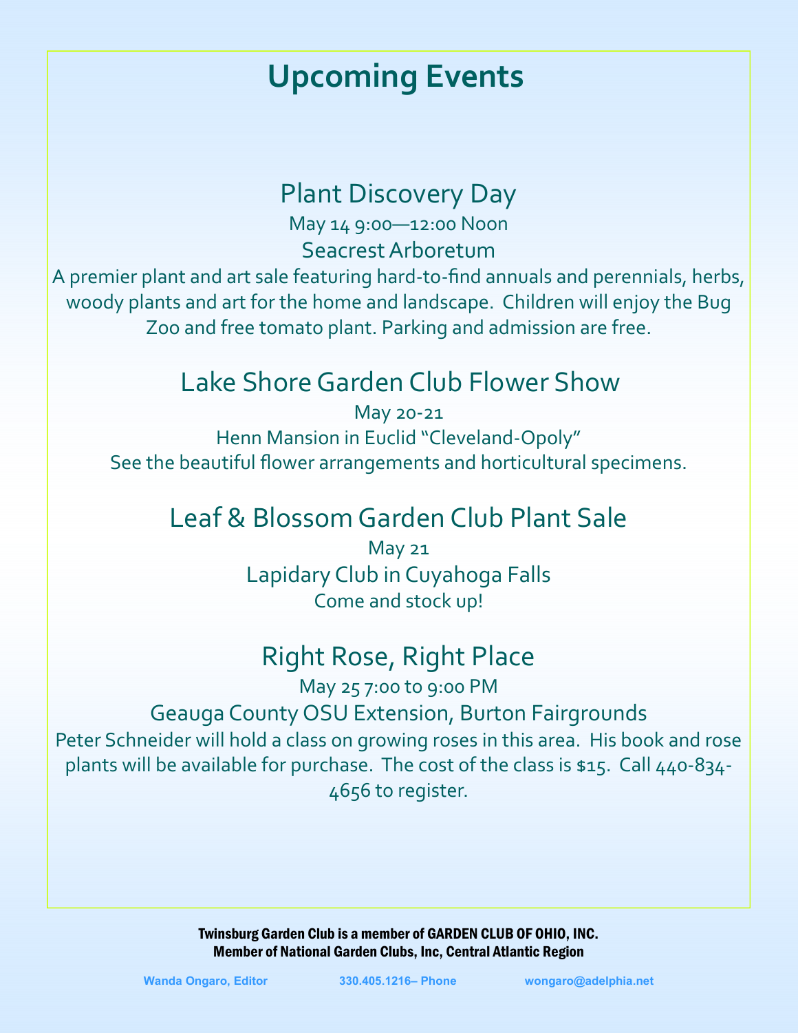# Upcoming Events

## Plant Discovery Day

May 14 9:00—12:00 Noon

Seacrest Arboretum

A premier plant and art sale featuring hard-to-find annuals and perennials, herbs, woody plants and art for the home and landscape. Children will enjoy the Bug Zoo and free tomato plant. Parking and admission are free.

## Lake Shore Garden Club Flower Show

May 20-21

Henn Mansion in Euclid "Cleveland-Opoly"

See the beautiful flower arrangements and horticultural specimens.

## Leaf & Blossom Garden Club Plant Sale

May 21

Lapidary Club in Cuyahoga Falls

Come and stock up!

## Right Rose, Right Place

May 25 7:00 to 9:00 PM

Geauga County OSU Extension, Burton Fairgrounds

Peter Schneider will hold a class on growing roses in this area. His book and rose plants will be available for purchase. The cost of the class is $15. Call 440-834-4656 to register.

**Twinsburg Garden Club is a member of GARDEN CLUB OF OHIO, INC.**
**Member of National Garden Clubs, Inc, Central Atlantic Region**

Wanda Ongaro, Editor    330.405.1216– Phone    wongaro@adelphia.net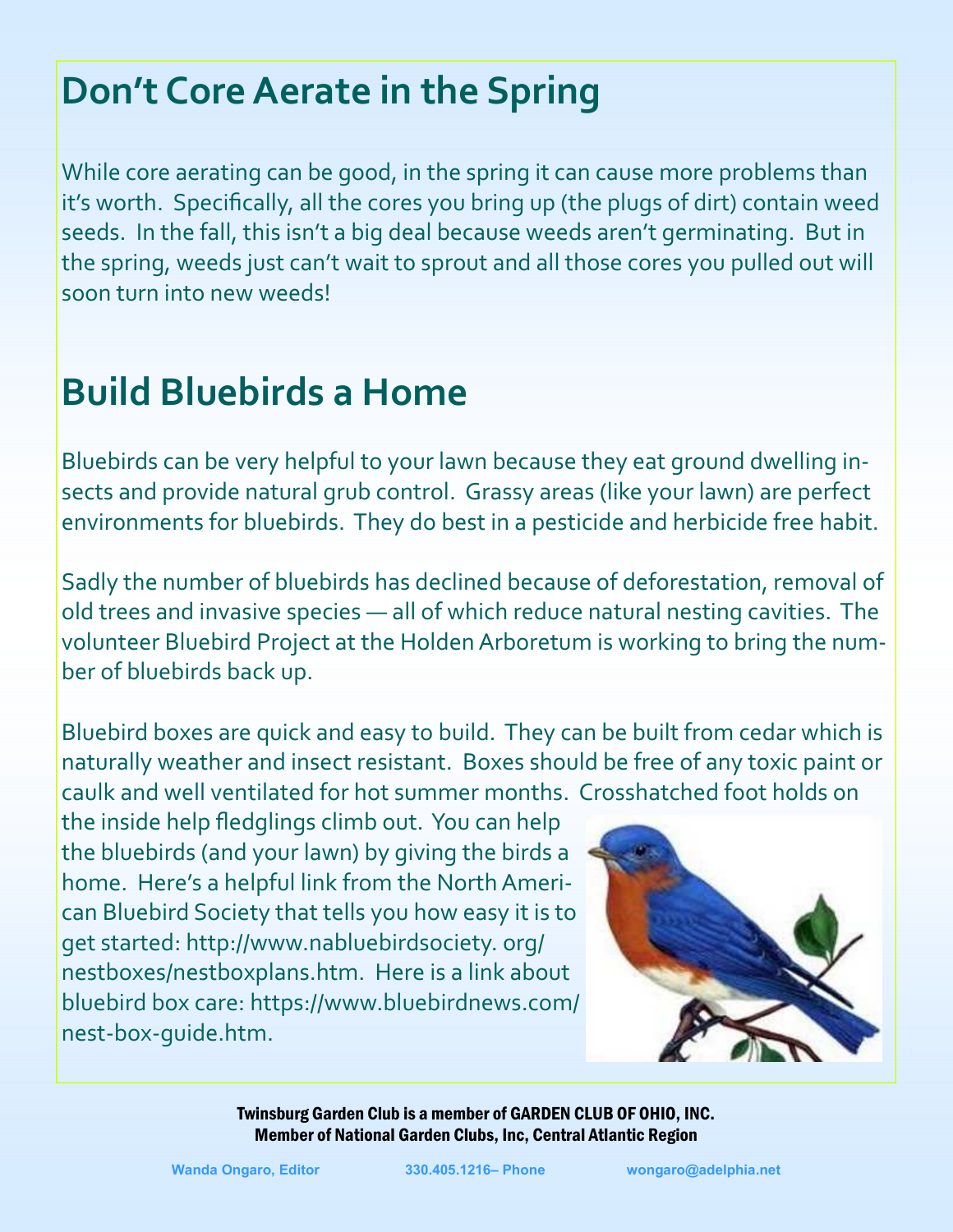## Don't Core Aerate in the Spring

While core aerating can be good, in the spring it can cause more problems than it's worth. Specifically, all the cores you bring up (the plugs of dirt) contain weed seeds. In the fall, this isn't a big deal because weeds aren't germinating. But in the spring, weeds just can't wait to sprout and all those cores you pulled out will soon turn into new weeds!

## Build Bluebirds a Home

Bluebirds can be very helpful to your lawn because they eat ground dwelling insects and provide natural grub control. Grassy areas (like your lawn) are perfect environments for bluebirds. They do best in a pesticide and herbicide free habit.

Sadly the number of bluebirds has declined because of deforestation, removal of old trees and invasive species — all of which reduce natural nesting cavities. The volunteer Bluebird Project at the Holden Arboretum is working to bring the number of bluebirds back up.

Bluebird boxes are quick and easy to build. They can be built from cedar which is naturally weather and insect resistant. Boxes should be free of any toxic paint or caulk and well ventilated for hot summer months. Crosshatched foot holds on the inside help fledglings climb out. You can help the bluebirds (and your lawn) by giving the birds a home. Here's a helpful link from the North American Bluebird Society that tells you how easy it is to get started: http://www.nabluebirdsociety. org/nestboxes/nestboxplans.htm. Here is a link about bluebird box care: https://www.bluebirdnews.com/nest-box-guide.htm.

**Twinsburg Garden Club is a member of GARDEN CLUB OF OHIO, INC.**
**Member of National Garden Clubs, Inc, Central Atlantic Region**

Wanda Ongaro, Editor    330.405.1216– Phone    wongaro@adelphia.net